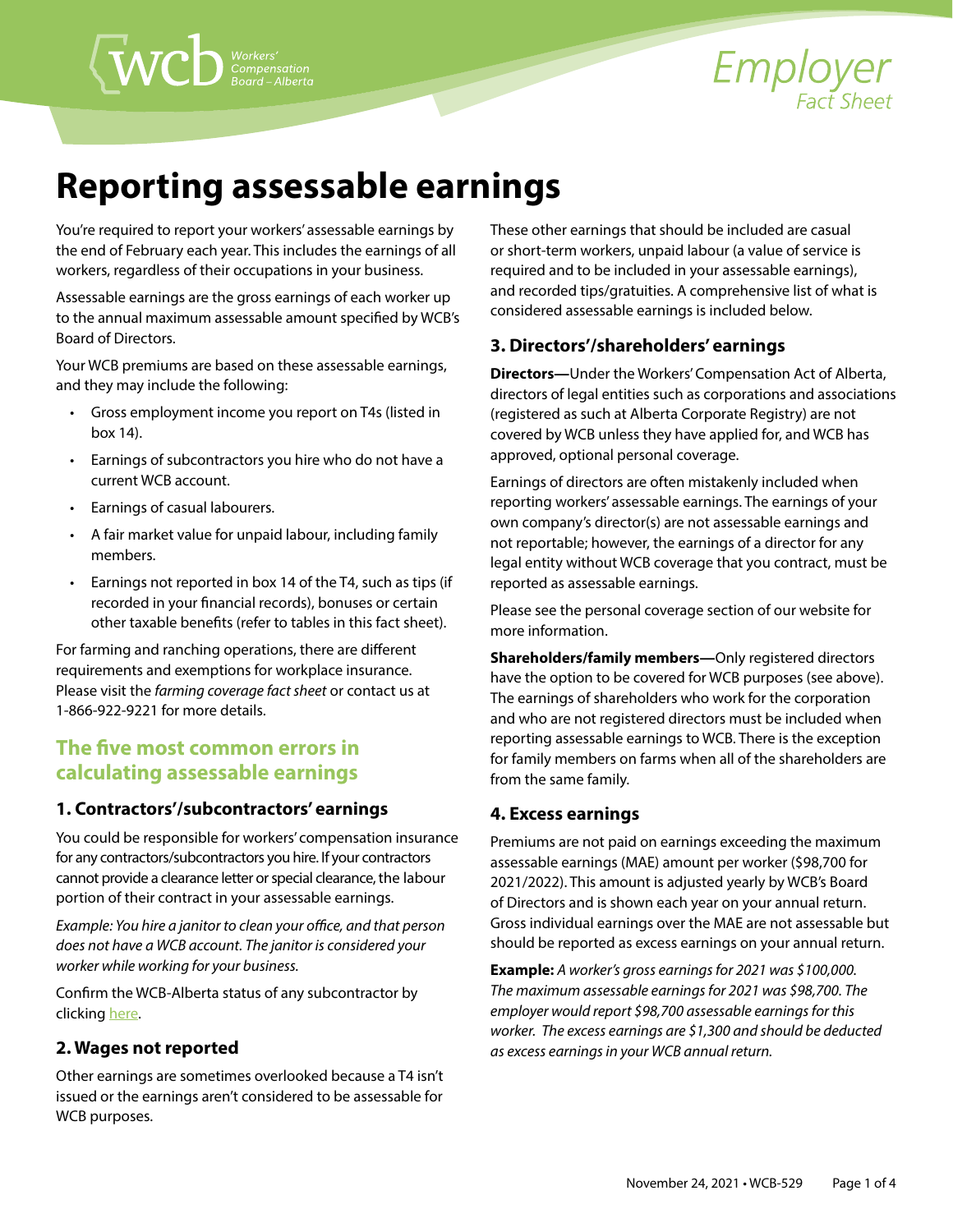# Reporting assessable earnings

You're required to report your workers' assessable earnings by the end of February each year. This includes the earnings of all workers, regardless of their occupations in your business.

Assessable earnings are the gross earnings of each worker up to the annual maximum assessable amount specified by WCB's Board of Directors.

Your WCB premiums are based on these assessable earnings, and they may include the following:

- Gross employment income you report on T4s (listed in box 14).
- Earnings of subcontractors you hire who do not have a current WCB account.
- Earnings of casual labourers.
- A fair market value for unpaid labour, including family members.
- Earnings not reported in box 14 of the T4, such as tips (if recorded in your financial records), bonuses or certain other taxable benefits (refer to tables in this fact sheet).

For farming and ranching operations, there are different requirements and exemptions for workplace insurance. Please visit the *farming coverage fact sheet* or contact us at 1-866-922-9221 for more details.

## The five most common errors in calculating assessable earnings

### 1. Contractors'/subcontractors' earnings

You could be responsible for workers' compensation insurance for any contractors/subcontractors you hire. If your contractors cannot provide a clearance letter or special clearance, the labour portion of their contract in your assessable earnings.

*Example: You hire a janitor to clean your office, and that person does not have a WCB account. The janitor is considered your worker while working for your business.*

Confirm the WCB-Alberta status of any subcontractor by clicking here.

### 2. Wages not reported

Other earnings are sometimes overlooked because a T4 isn't issued or the earnings aren't considered to be assessable for WCB purposes.

These other earnings that should be included are casual or short-term workers, unpaid labour (a value of service is required and to be included in your assessable earnings), and recorded tips/gratuities. A comprehensive list of what is considered assessable earnings is included below.

### 3. Directors'/shareholders' earnings

**Directors—**Under the Workers' Compensation Act of Alberta, directors of legal entities such as corporations and associations (registered as such at Alberta Corporate Registry) are not covered by WCB unless they have applied for, and WCB has approved, optional personal coverage.

Earnings of directors are often mistakenly included when reporting workers' assessable earnings. The earnings of your own company's director(s) are not assessable earnings and not reportable; however, the earnings of a director for any legal entity without WCB coverage that you contract, must be reported as assessable earnings.

Please see the personal coverage section of our website for more information.

**Shareholders/family members—**Only registered directors have the option to be covered for WCB purposes (see above). The earnings of shareholders who work for the corporation and who are not registered directors must be included when reporting assessable earnings to WCB. There is the exception for family members on farms when all of the shareholders are from the same family.

### 4. Excess earnings

Premiums are not paid on earnings exceeding the maximum assessable earnings (MAE) amount per worker ($98,700 for 2021/2022). This amount is adjusted yearly by WCB's Board of Directors and is shown each year on your annual return. Gross individual earnings over the MAE are not assessable but should be reported as excess earnings on your annual return.

**Example:** *A worker's gross earnings for 2021 was $100,000. The maximum assessable earnings for 2021 was $98,700. The employer would report $98,700 assessable earnings for this worker. The excess earnings are $1,300 and should be deducted as excess earnings in your WCB annual return.*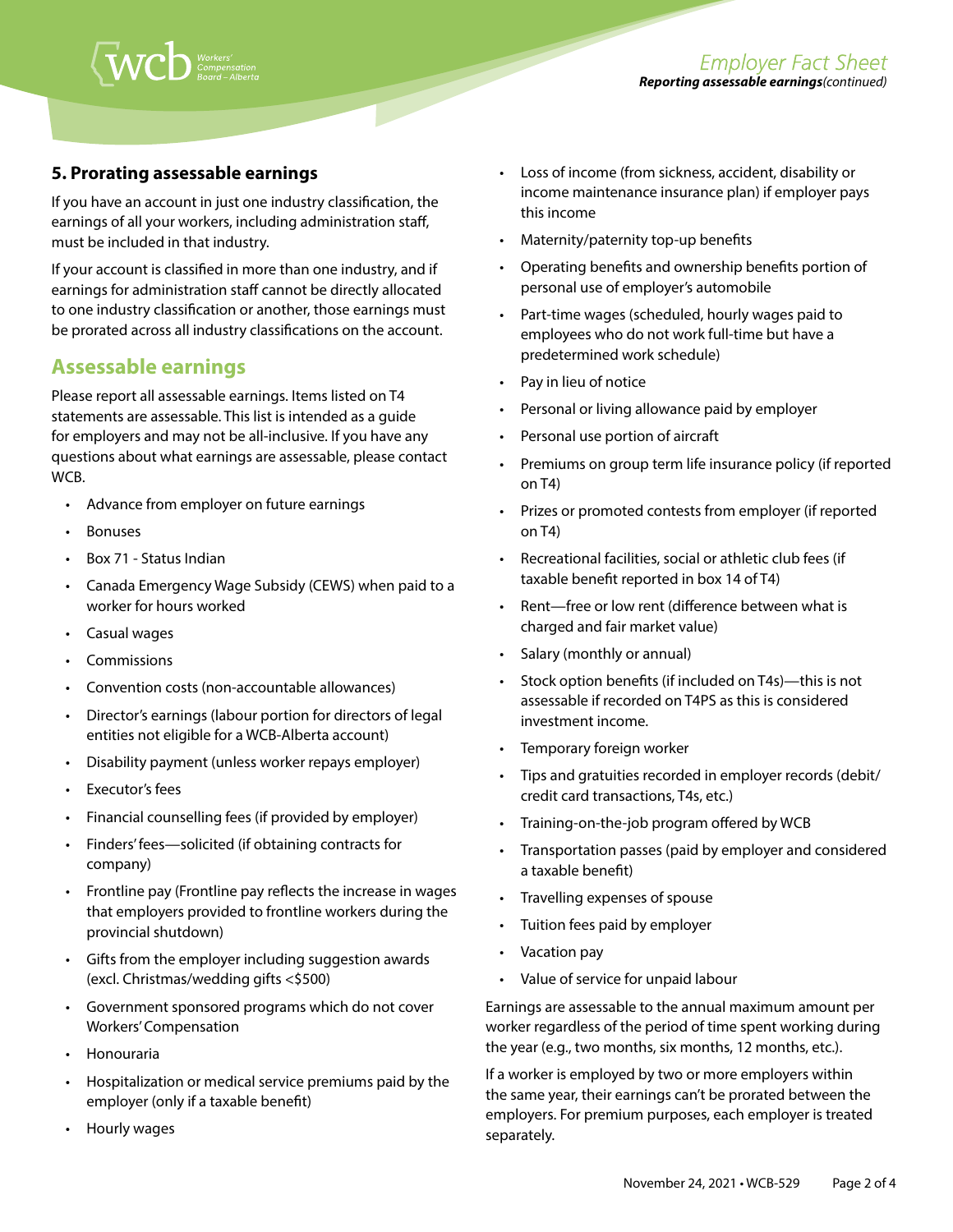### 5. Prorating assessable earnings

If you have an account in just one industry classification, the earnings of all your workers, including administration staff, must be included in that industry.

If your account is classified in more than one industry, and if earnings for administration staff cannot be directly allocated to one industry classification or another, those earnings must be prorated across all industry classifications on the account.

## Assessable earnings

Please report all assessable earnings. Items listed on T4 statements are assessable. This list is intended as a guide for employers and may not be all-inclusive. If you have any questions about what earnings are assessable, please contact WCB.

- Advance from employer on future earnings
- Bonuses
- Box 71 - Status Indian
- Canada Emergency Wage Subsidy (CEWS) when paid to a worker for hours worked
- Casual wages
- Commissions
- Convention costs (non-accountable allowances)
- Director's earnings (labour portion for directors of legal entities not eligible for a WCB-Alberta account)
- Disability payment (unless worker repays employer)
- Executor's fees
- Financial counselling fees (if provided by employer)
- Finders' fees—solicited (if obtaining contracts for company)
- Frontline pay (Frontline pay reflects the increase in wages that employers provided to frontline workers during the provincial shutdown)
- Gifts from the employer including suggestion awards (excl. Christmas/wedding gifts <$500)
- Government sponsored programs which do not cover Workers' Compensation
- Honouraria
- Hospitalization or medical service premiums paid by the employer (only if a taxable benefit)
- Hourly wages
- Loss of income (from sickness, accident, disability or income maintenance insurance plan) if employer pays this income
- Maternity/paternity top-up benefits
- Operating benefits and ownership benefits portion of personal use of employer's automobile
- Part-time wages (scheduled, hourly wages paid to employees who do not work full-time but have a predetermined work schedule)
- Pay in lieu of notice
- Personal or living allowance paid by employer
- Personal use portion of aircraft
- Premiums on group term life insurance policy (if reported on T4)
- Prizes or promoted contests from employer (if reported on T4)
- Recreational facilities, social or athletic club fees (if taxable benefit reported in box 14 of T4)
- Rent—free or low rent (difference between what is charged and fair market value)
- Salary (monthly or annual)
- Stock option benefits (if included on T4s)—this is not assessable if recorded on T4PS as this is considered investment income.
- Temporary foreign worker
- Tips and gratuities recorded in employer records (debit/credit card transactions, T4s, etc.)
- Training-on-the-job program offered by WCB
- Transportation passes (paid by employer and considered a taxable benefit)
- Travelling expenses of spouse
- Tuition fees paid by employer
- Vacation pay
- Value of service for unpaid labour

Earnings are assessable to the annual maximum amount per worker regardless of the period of time spent working during the year (e.g., two months, six months, 12 months, etc.).

If a worker is employed by two or more employers within the same year, their earnings can't be prorated between the employers. For premium purposes, each employer is treated separately.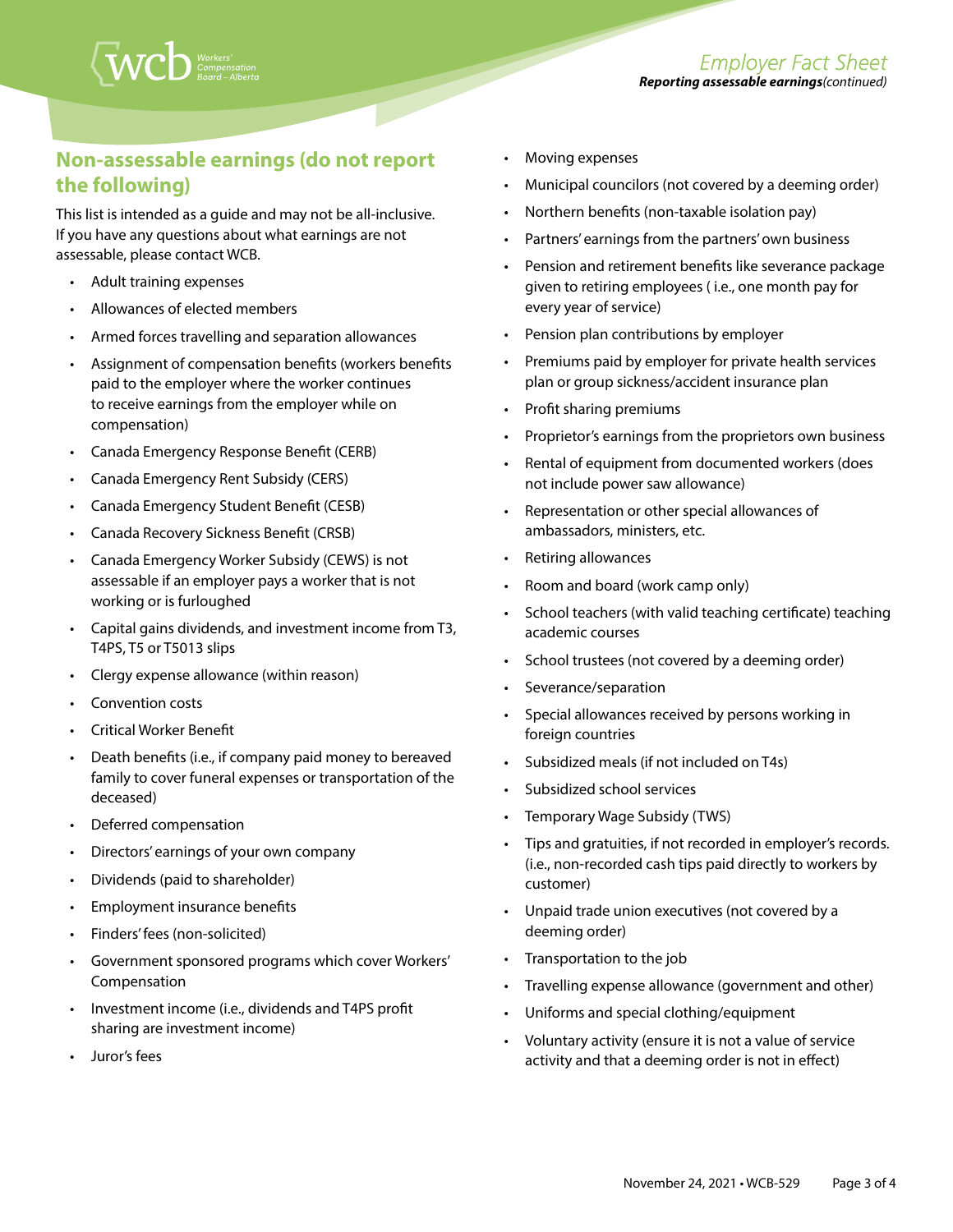## Non-assessable earnings (do not report the following)

This list is intended as a guide and may not be all-inclusive. If you have any questions about what earnings are not assessable, please contact WCB.

- Adult training expenses
- Allowances of elected members
- Armed forces travelling and separation allowances
- Assignment of compensation benefits (workers benefits paid to the employer where the worker continues to receive earnings from the employer while on compensation)
- Canada Emergency Response Benefit (CERB)
- Canada Emergency Rent Subsidy (CERS)
- Canada Emergency Student Benefit (CESB)
- Canada Recovery Sickness Benefit (CRSB)
- Canada Emergency Worker Subsidy (CEWS) is not assessable if an employer pays a worker that is not working or is furloughed
- Capital gains dividends, and investment income from T3, T4PS, T5 or T5013 slips
- Clergy expense allowance (within reason)
- Convention costs
- Critical Worker Benefit
- Death benefits (i.e., if company paid money to bereaved family to cover funeral expenses or transportation of the deceased)
- Deferred compensation
- Directors' earnings of your own company
- Dividends (paid to shareholder)
- Employment insurance benefits
- Finders' fees (non-solicited)
- Government sponsored programs which cover Workers' Compensation
- Investment income (i.e., dividends and T4PS profit sharing are investment income)
- Juror's fees
- Moving expenses
- Municipal councilors (not covered by a deeming order)
- Northern benefits (non-taxable isolation pay)
- Partners' earnings from the partners' own business
- Pension and retirement benefits like severance package given to retiring employees ( i.e., one month pay for every year of service)
- Pension plan contributions by employer
- Premiums paid by employer for private health services plan or group sickness/accident insurance plan
- Profit sharing premiums
- Proprietor's earnings from the proprietors own business
- Rental of equipment from documented workers (does not include power saw allowance)
- Representation or other special allowances of ambassadors, ministers, etc.
- Retiring allowances
- Room and board (work camp only)
- School teachers (with valid teaching certificate) teaching academic courses
- School trustees (not covered by a deeming order)
- Severance/separation
- Special allowances received by persons working in foreign countries
- Subsidized meals (if not included on T4s)
- Subsidized school services
- Temporary Wage Subsidy (TWS)
- Tips and gratuities, if not recorded in employer's records. (i.e., non-recorded cash tips paid directly to workers by customer)
- Unpaid trade union executives (not covered by a deeming order)
- Transportation to the job
- Travelling expense allowance (government and other)
- Uniforms and special clothing/equipment
- Voluntary activity (ensure it is not a value of service activity and that a deeming order is not in effect)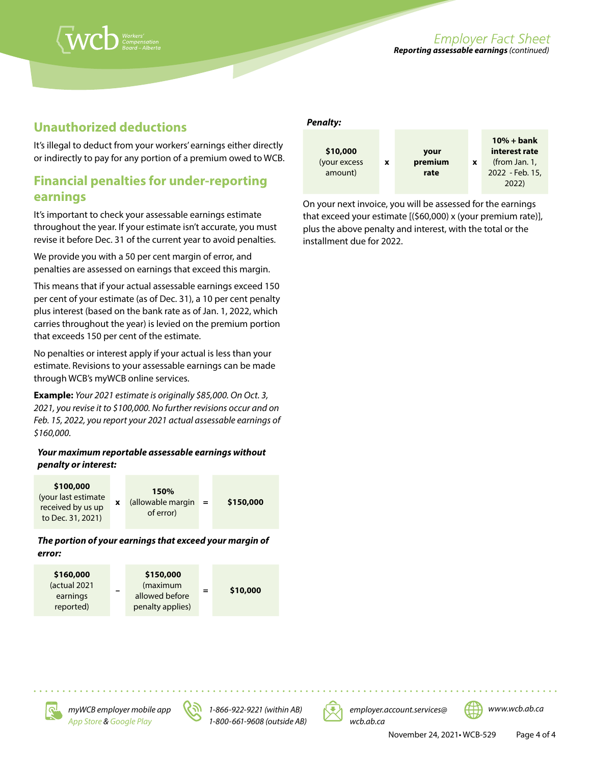## Unauthorized deductions

It's illegal to deduct from your workers' earnings either directly or indirectly to pay for any portion of a premium owed to WCB.

## Financial penalties for under-reporting earnings

It's important to check your assessable earnings estimate throughout the year. If your estimate isn't accurate, you must revise it before Dec. 31 of the current year to avoid penalties.

We provide you with a 50 per cent margin of error, and penalties are assessed on earnings that exceed this margin.

This means that if your actual assessable earnings exceed 150 per cent of your estimate (as of Dec. 31), a 10 per cent penalty plus interest (based on the bank rate as of Jan. 1, 2022, which carries throughout the year) is levied on the premium portion that exceeds 150 per cent of the estimate.

No penalties or interest apply if your actual is less than your estimate. Revisions to your assessable earnings can be made through WCB's myWCB online services.

**Example:** *Your 2021 estimate is originally $85,000. On Oct. 3, 2021, you revise it to $100,000. No further revisions occur and on Feb. 15, 2022, you report your 2021 actual assessable earnings of $160,000.*

***Your maximum reportable assessable earnings without penalty or interest:***

| | | | | |
|---|---|---|---|---|
| **$100,000** (your last estimate received by us up to Dec. 31, 2021) | x | **150%** (allowable margin of error) | = | **$150,000** |

***The portion of your earnings that exceed your margin of error:***

| | | | | |
|---|---|---|---|---|
| **$160,000** (actual 2021 earnings reported) | – | **$150,000** (maximum allowed before penalty applies) | = | **$10,000** |

***Penalty:***

| | | | | |
|---|---|---|---|---|
| **$10,000** (your excess amount) | x | **your premium rate** | x | **10% + bank interest rate** (from Jan. 1, 2022 - Feb. 15, 2022) |

On your next invoice, you will be assessed for the earnings that exceed your estimate [($60,000) x (your premium rate)], plus the above penalty and interest, with the total or the installment due for 2022.

*myWCB employer mobile app*
*App Store & Google Play*

*1-866-922-9221 (within AB)*
*1-800-661-9608 (outside AB)*

*employer.account.services@wcb.ab.ca*

*www.wcb.ab.ca*

November 24, 2021 • WCB-529